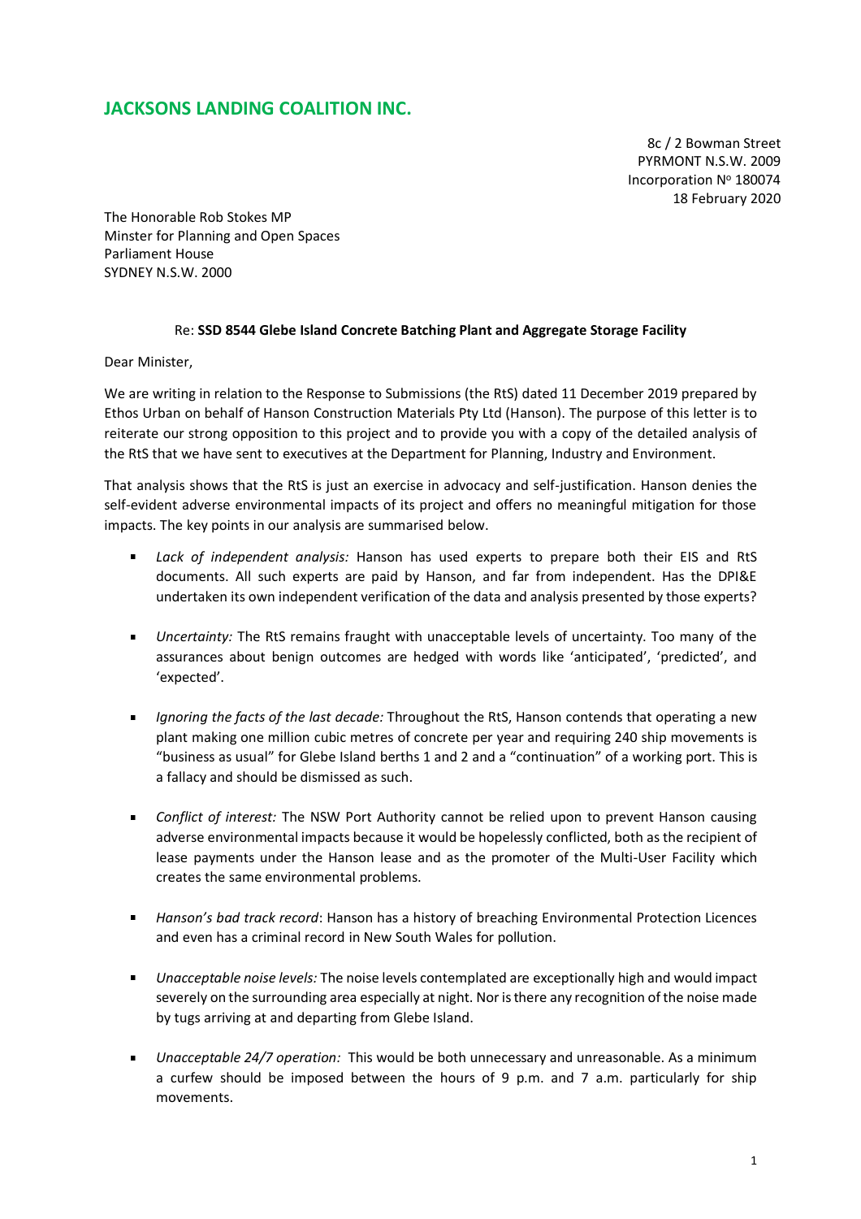# JACKSONS LANDING COALITION INC.

8c / 2 Bowman Street
PYRMONT N.S.W. 2009
Incorporation Nº 180074
18 February 2020

The Honorable Rob Stokes MP
Minster for Planning and Open Spaces
Parliament House
SYDNEY N.S.W. 2000

Re: **SSD 8544 Glebe Island Concrete Batching Plant and Aggregate Storage Facility**

Dear Minister,

We are writing in relation to the Response to Submissions (the RtS) dated 11 December 2019 prepared by Ethos Urban on behalf of Hanson Construction Materials Pty Ltd (Hanson). The purpose of this letter is to reiterate our strong opposition to this project and to provide you with a copy of the detailed analysis of the RtS that we have sent to executives at the Department for Planning, Industry and Environment.

That analysis shows that the RtS is just an exercise in advocacy and self-justification. Hanson denies the self-evident adverse environmental impacts of its project and offers no meaningful mitigation for those impacts. The key points in our analysis are summarised below.

- *Lack of independent analysis:* Hanson has used experts to prepare both their EIS and RtS documents. All such experts are paid by Hanson, and far from independent. Has the DPI&E undertaken its own independent verification of the data and analysis presented by those experts?
- *Uncertainty:* The RtS remains fraught with unacceptable levels of uncertainty. Too many of the assurances about benign outcomes are hedged with words like 'anticipated', 'predicted', and 'expected'.
- *Ignoring the facts of the last decade:* Throughout the RtS, Hanson contends that operating a new plant making one million cubic metres of concrete per year and requiring 240 ship movements is "business as usual" for Glebe Island berths 1 and 2 and a "continuation" of a working port. This is a fallacy and should be dismissed as such.
- *Conflict of interest:* The NSW Port Authority cannot be relied upon to prevent Hanson causing adverse environmental impacts because it would be hopelessly conflicted, both as the recipient of lease payments under the Hanson lease and as the promoter of the Multi-User Facility which creates the same environmental problems.
- *Hanson's bad track record*: Hanson has a history of breaching Environmental Protection Licences and even has a criminal record in New South Wales for pollution.
- *Unacceptable noise levels:* The noise levels contemplated are exceptionally high and would impact severely on the surrounding area especially at night. Nor is there any recognition of the noise made by tugs arriving at and departing from Glebe Island.
- *Unacceptable 24/7 operation:* This would be both unnecessary and unreasonable. As a minimum a curfew should be imposed between the hours of 9 p.m. and 7 a.m. particularly for ship movements.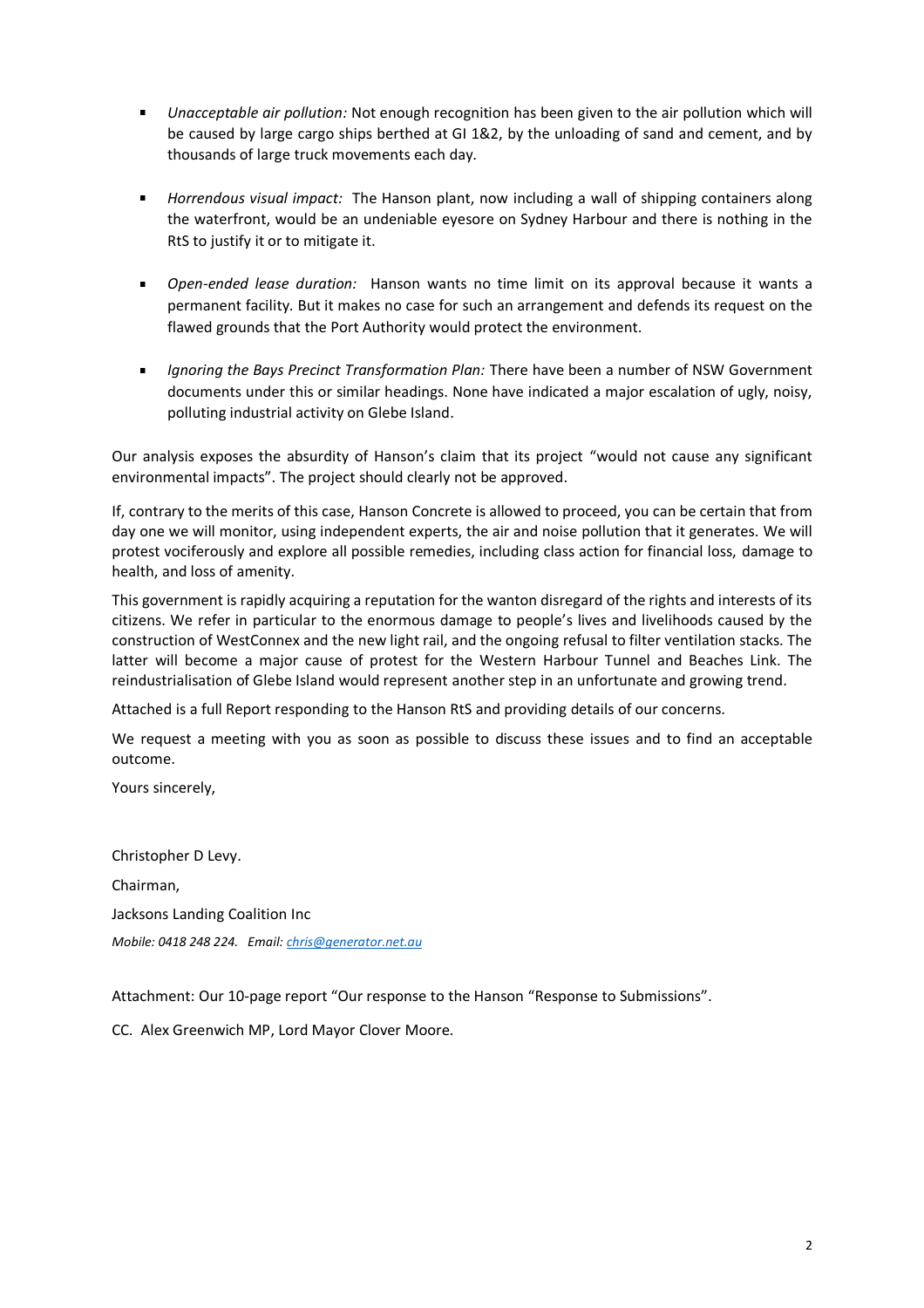- *Unacceptable air pollution:* Not enough recognition has been given to the air pollution which will be caused by large cargo ships berthed at GI 1&2, by the unloading of sand and cement, and by thousands of large truck movements each day.

- *Horrendous visual impact:* The Hanson plant, now including a wall of shipping containers along the waterfront, would be an undeniable eyesore on Sydney Harbour and there is nothing in the RtS to justify it or to mitigate it.

- *Open-ended lease duration:* Hanson wants no time limit on its approval because it wants a permanent facility. But it makes no case for such an arrangement and defends its request on the flawed grounds that the Port Authority would protect the environment.

- *Ignoring the Bays Precinct Transformation Plan:* There have been a number of NSW Government documents under this or similar headings. None have indicated a major escalation of ugly, noisy, polluting industrial activity on Glebe Island.

Our analysis exposes the absurdity of Hanson's claim that its project "would not cause any significant environmental impacts". The project should clearly not be approved.

If, contrary to the merits of this case, Hanson Concrete is allowed to proceed, you can be certain that from day one we will monitor, using independent experts, the air and noise pollution that it generates. We will protest vociferously and explore all possible remedies, including class action for financial loss, damage to health, and loss of amenity.

This government is rapidly acquiring a reputation for the wanton disregard of the rights and interests of its citizens. We refer in particular to the enormous damage to people's lives and livelihoods caused by the construction of WestConnex and the new light rail, and the ongoing refusal to filter ventilation stacks. The latter will become a major cause of protest for the Western Harbour Tunnel and Beaches Link. The reindustrialisation of Glebe Island would represent another step in an unfortunate and growing trend.

Attached is a full Report responding to the Hanson RtS and providing details of our concerns.

We request a meeting with you as soon as possible to discuss these issues and to find an acceptable outcome.

Yours sincerely,

Christopher D Levy.

Chairman,

Jacksons Landing Coalition Inc

*Mobile: 0418 248 224. Email: chris@generator.net.au*

Attachment: Our 10-page report "Our response to the Hanson "Response to Submissions".

CC. Alex Greenwich MP, Lord Mayor Clover Moore.